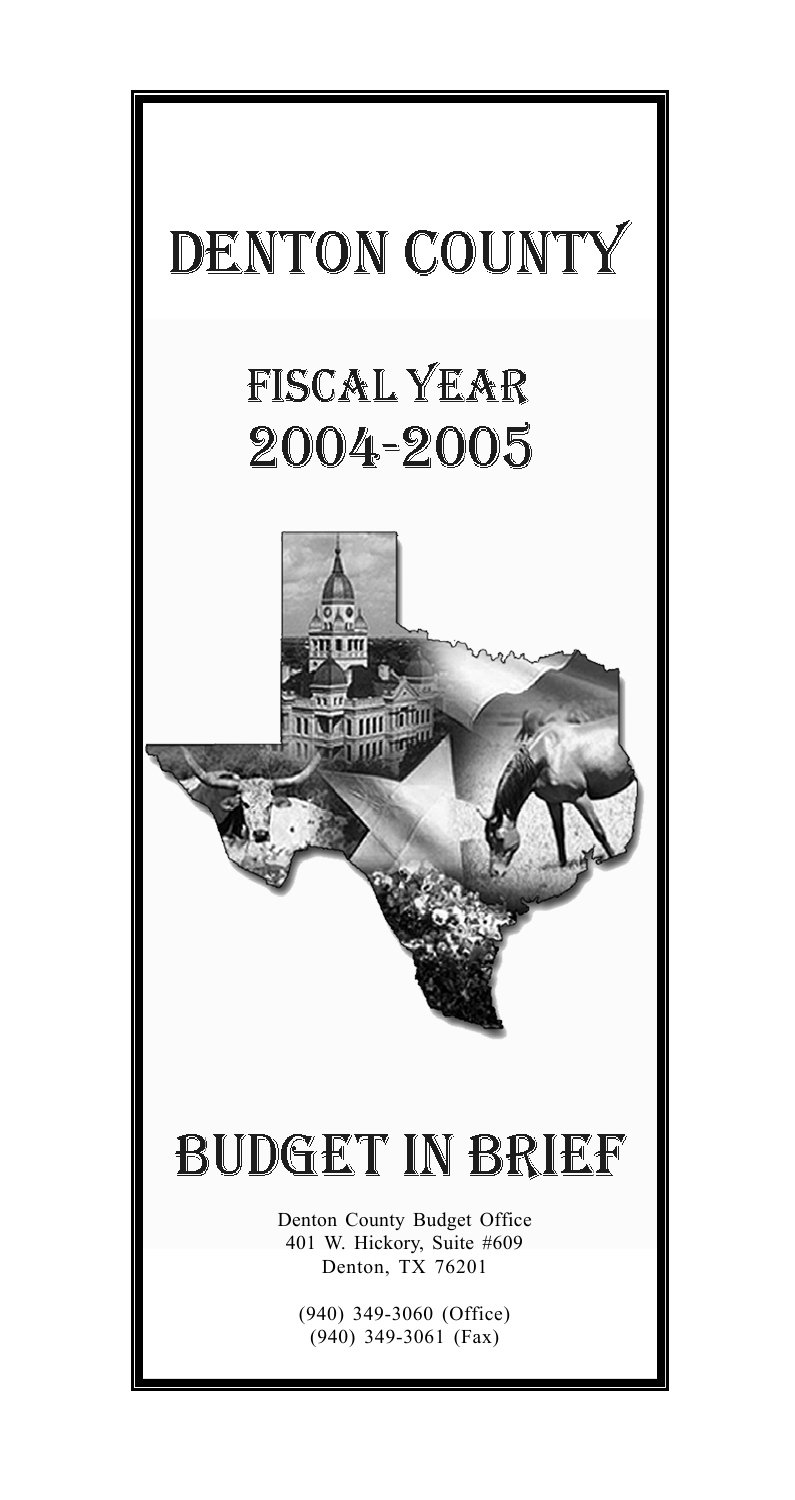# DENTON COUNTY

## FISCAL YEAR 2004-2005

# BUDGET IN BRIEF

Denton County Budget Office
401 W. Hickory, Suite #609
Denton, TX 76201

(940) 349-3060 (Office)
(940) 349-3061 (Fax)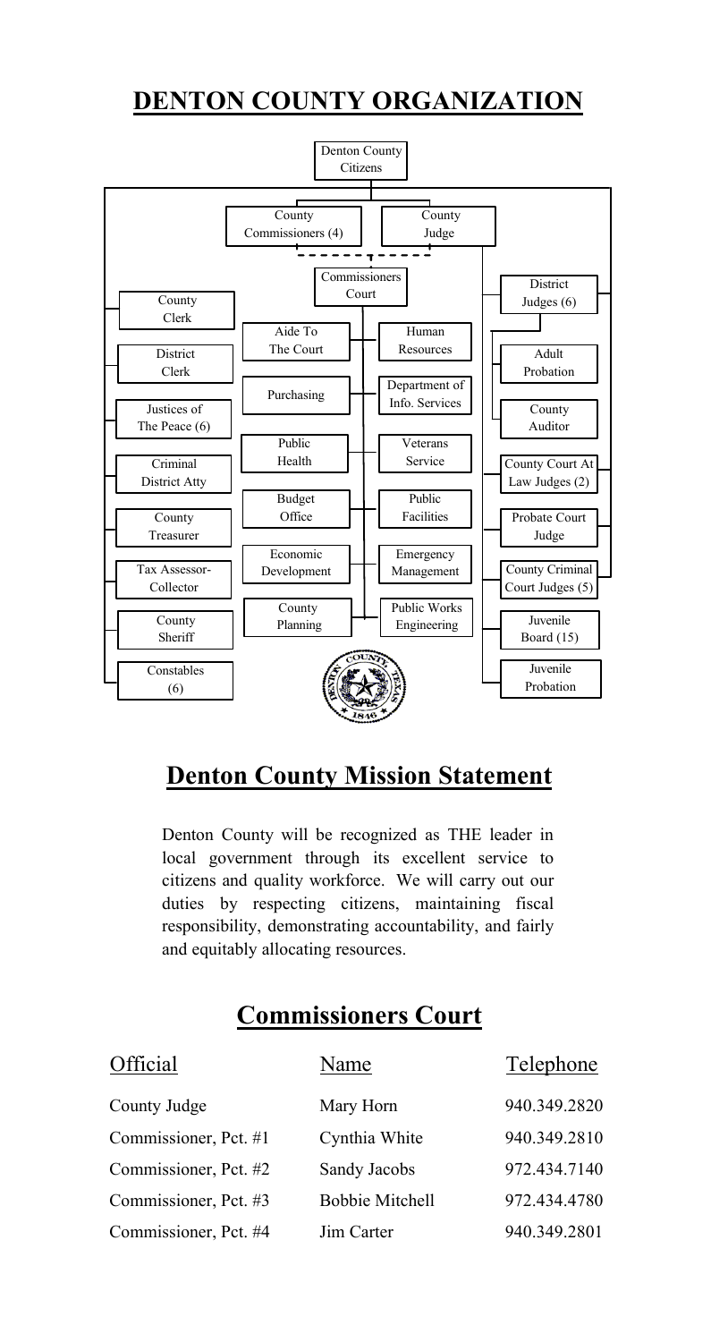# DENTON COUNTY ORGANIZATION

Denton County Citizens

- County Commissioners (4)
- County Judge

Commissioners Court

- Aide To The Court
- Human Resources
- Purchasing
- Department of Info. Services
- Public Health
- Veterans Service
- Budget Office
- Public Facilities
- Economic Development
- Emergency Management
- County Planning
- Public Works Engineering

Elected officials:

- County Clerk
- District Clerk
- Justices of The Peace (6)
- Criminal District Atty
- County Treasurer
- Tax Assessor-Collector
- County Sheriff
- Constables (6)

Judicial:

- District Judges (6)
- Adult Probation
- County Auditor
- County Court At Law Judges (2)
- Probate Court Judge
- County Criminal Court Judges (5)
- Juvenile Board (15)
- Juvenile Probation

## Denton County Mission Statement

Denton County will be recognized as THE leader in local government through its excellent service to citizens and quality workforce. We will carry out our duties by respecting citizens, maintaining fiscal responsibility, demonstrating accountability, and fairly and equitably allocating resources.

## Commissioners Court

| Official | Name | Telephone |
| --- | --- | --- |
| County Judge | Mary Horn | 940.349.2820 |
| Commissioner, Pct. #1 | Cynthia White | 940.349.2810 |
| Commissioner, Pct. #2 | Sandy Jacobs | 972.434.7140 |
| Commissioner, Pct. #3 | Bobbie Mitchell | 972.434.4780 |
| Commissioner, Pct. #4 | Jim Carter | 940.349.2801 |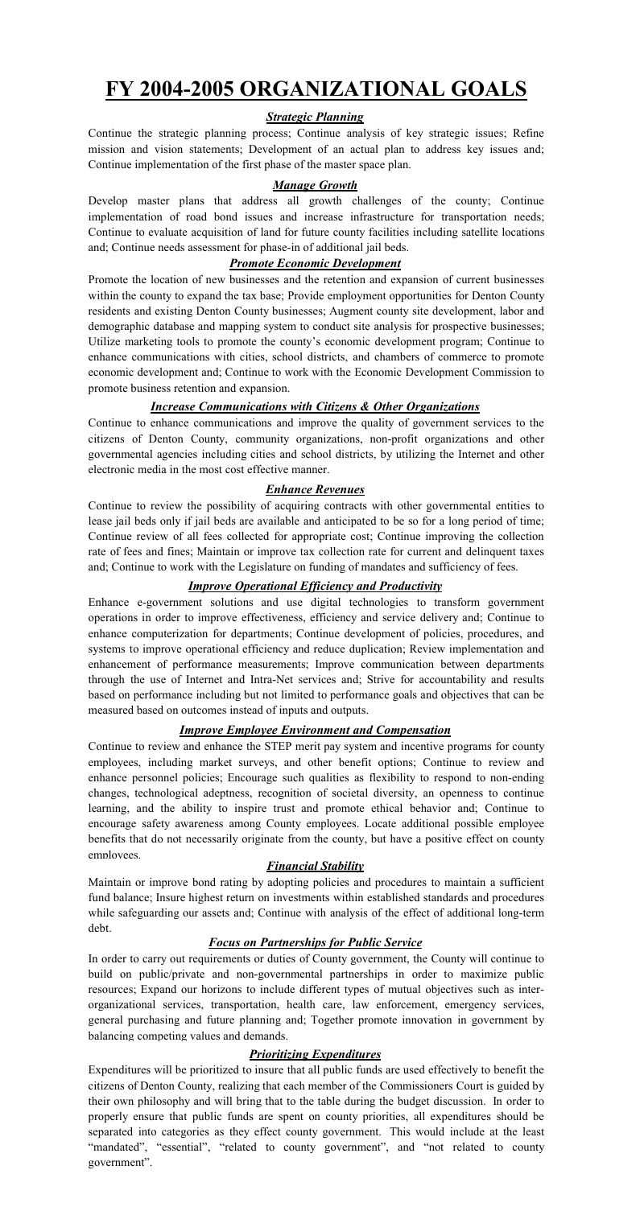# FY 2004-2005 ORGANIZATIONAL GOALS

### ***Strategic Planning***

Continue the strategic planning process; Continue analysis of key strategic issues; Refine mission and vision statements; Development of an actual plan to address key issues and; Continue implementation of the first phase of the master space plan.

### ***Manage Growth***

Develop master plans that address all growth challenges of the county; Continue implementation of road bond issues and increase infrastructure for transportation needs; Continue to evaluate acquisition of land for future county facilities including satellite locations and; Continue needs assessment for phase-in of additional jail beds.

### ***Promote Economic Development***

Promote the location of new businesses and the retention and expansion of current businesses within the county to expand the tax base; Provide employment opportunities for Denton County residents and existing Denton County businesses; Augment county site development, labor and demographic database and mapping system to conduct site analysis for prospective businesses; Utilize marketing tools to promote the county's economic development program; Continue to enhance communications with cities, school districts, and chambers of commerce to promote economic development and; Continue to work with the Economic Development Commission to promote business retention and expansion.

### ***Increase Communications with Citizens & Other Organizations***

Continue to enhance communications and improve the quality of government services to the citizens of Denton County, community organizations, non-profit organizations and other governmental agencies including cities and school districts, by utilizing the Internet and other electronic media in the most cost effective manner.

### ***Enhance Revenues***

Continue to review the possibility of acquiring contracts with other governmental entities to lease jail beds only if jail beds are available and anticipated to be so for a long period of time; Continue review of all fees collected for appropriate cost; Continue improving the collection rate of fees and fines; Maintain or improve tax collection rate for current and delinquent taxes and; Continue to work with the Legislature on funding of mandates and sufficiency of fees.

### ***Improve Operational Efficiency and Productivity***

Enhance e-government solutions and use digital technologies to transform government operations in order to improve effectiveness, efficiency and service delivery and; Continue to enhance computerization for departments; Continue development of policies, procedures, and systems to improve operational efficiency and reduce duplication; Review implementation and enhancement of performance measurements; Improve communication between departments through the use of Internet and Intra-Net services and; Strive for accountability and results based on performance including but not limited to performance goals and objectives that can be measured based on outcomes instead of inputs and outputs.

### ***Improve Employee Environment and Compensation***

Continue to review and enhance the STEP merit pay system and incentive programs for county employees, including market surveys, and other benefit options; Continue to review and enhance personnel policies; Encourage such qualities as flexibility to respond to non-ending changes, technological adeptness, recognition of societal diversity, an openness to continue learning, and the ability to inspire trust and promote ethical behavior and; Continue to encourage safety awareness among County employees. Locate additional possible employee benefits that do not necessarily originate from the county, but have a positive effect on county employees.

### ***Financial Stability***

Maintain or improve bond rating by adopting policies and procedures to maintain a sufficient fund balance; Insure highest return on investments within established standards and procedures while safeguarding our assets and; Continue with analysis of the effect of additional long-term debt.

### ***Focus on Partnerships for Public Service***

In order to carry out requirements or duties of County government, the County will continue to build on public/private and non-governmental partnerships in order to maximize public resources; Expand our horizons to include different types of mutual objectives such as inter-organizational services, transportation, health care, law enforcement, emergency services, general purchasing and future planning and; Together promote innovation in government by balancing competing values and demands.

### ***Prioritizing Expenditures***

Expenditures will be prioritized to insure that all public funds are used effectively to benefit the citizens of Denton County, realizing that each member of the Commissioners Court is guided by their own philosophy and will bring that to the table during the budget discussion. In order to properly ensure that public funds are spent on county priorities, all expenditures should be separated into categories as they effect county government. This would include at the least "mandated", "essential", "related to county government", and "not related to county government".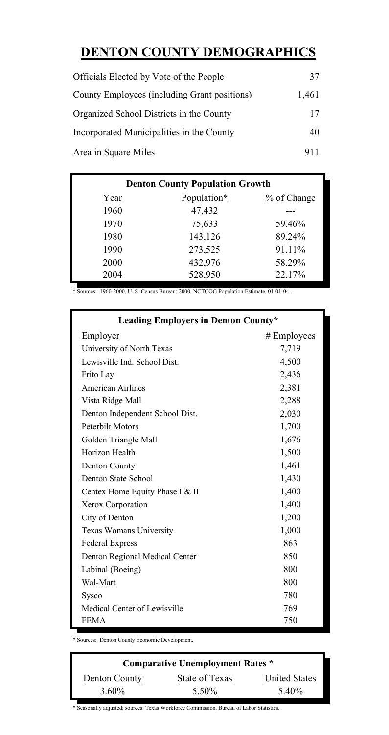# DENTON COUNTY DEMOGRAPHICS

| | |
|---|---|
| Officials Elected by Vote of the People | 37 |
| County Employees (including Grant positions) | 1,461 |
| Organized School Districts in the County | 17 |
| Incorporated Municipalities in the County | 40 |
| Area in Square Miles | 911 |

**Denton County Population Growth**

| Year | Population* | % of Change |
|---|---|---|
| 1960 | 47,432 | --- |
| 1970 | 75,633 | 59.46% |
| 1980 | 143,126 | 89.24% |
| 1990 | 273,525 | 91.11% |
| 2000 | 432,976 | 58.29% |
| 2004 | 528,950 | 22.17% |

* Sources: 1960-2000, U. S. Census Bureau; 2000, NCTCOG Population Estimate, 01-01-04.

**Leading Employers in Denton County***

| Employer | # Employees |
|---|---|
| University of North Texas | 7,719 |
| Lewisville Ind. School Dist. | 4,500 |
| Frito Lay | 2,436 |
| American Airlines | 2,381 |
| Vista Ridge Mall | 2,288 |
| Denton Independent School Dist. | 2,030 |
| Peterbilt Motors | 1,700 |
| Golden Triangle Mall | 1,676 |
| Horizon Health | 1,500 |
| Denton County | 1,461 |
| Denton State School | 1,430 |
| Centex Home Equity Phase I & II | 1,400 |
| Xerox Corporation | 1,400 |
| City of Denton | 1,200 |
| Texas Womans University | 1,000 |
| Federal Express | 863 |
| Denton Regional Medical Center | 850 |
| Labinal (Boeing) | 800 |
| Wal-Mart | 800 |
| Sysco | 780 |
| Medical Center of Lewisville | 769 |
| FEMA | 750 |

* Sources: Denton County Economic Development.

**Comparative Unemployment Rates ***

| Denton County | State of Texas | United States |
|---|---|---|
| 3.60% | 5.50% | 5.40% |

* Seasonally adjusted; sources: Texas Workforce Commission, Bureau of Labor Statistics.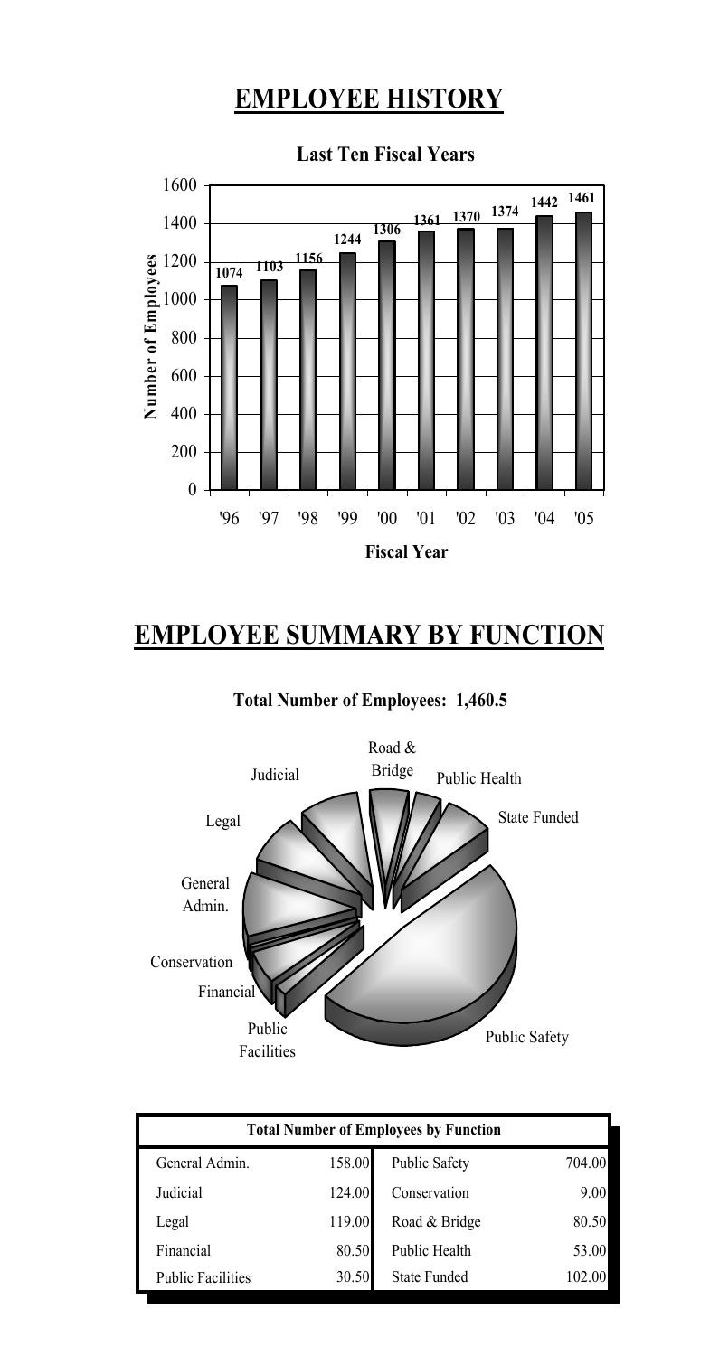# EMPLOYEE HISTORY

**Last Ten Fiscal Years**

| Fiscal Year | '96 | '97 | '98 | '99 | '00 | '01 | '02 | '03 | '04 | '05 |
|---|---|---|---|---|---|---|---|---|---|---|
| Number of Employees | 1074 | 1103 | 1156 | 1244 | 1306 | 1361 | 1370 | 1374 | 1442 | 1461 |

# EMPLOYEE SUMMARY BY FUNCTION

**Total Number of Employees: 1,460.5**

| Total Number of Employees by Function | | | |
|---|---|---|---|
| General Admin. | 158.00 | Public Safety | 704.00 |
| Judicial | 124.00 | Conservation | 9.00 |
| Legal | 119.00 | Road & Bridge | 80.50 |
| Financial | 80.50 | Public Health | 53.00 |
| Public Facilities | 30.50 | State Funded | 102.00 |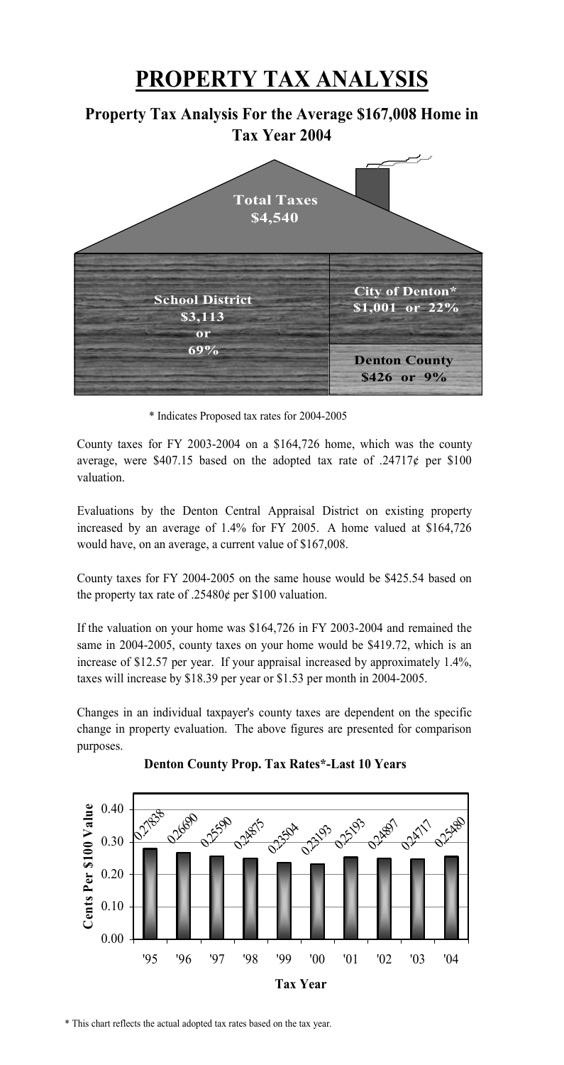# PROPERTY TAX ANALYSIS

## Property Tax Analysis For the Average $167,008 Home in Tax Year 2004

**Total Taxes $4,540**

**School District $3,113 or 69%**

**City of Denton* $1,001 or 22%**

**Denton County $426 or 9%**

\* Indicates Proposed tax rates for 2004-2005

County taxes for FY 2003-2004 on a $164,726 home, which was the county average, were $407.15 based on the adopted tax rate of .24717¢ per $100 valuation.

Evaluations by the Denton Central Appraisal District on existing property increased by an average of 1.4% for FY 2005. A home valued at $164,726 would have, on an average, a current value of $167,008.

County taxes for FY 2004-2005 on the same house would be $425.54 based on the property tax rate of .25480¢ per $100 valuation.

If the valuation on your home was $164,726 in FY 2003-2004 and remained the same in 2004-2005, county taxes on your home would be $419.72, which is an increase of $12.57 per year. If your appraisal increased by approximately 1.4%, taxes will increase by $18.39 per year or $1.53 per month in 2004-2005.

Changes in an individual taxpayer's county taxes are dependent on the specific change in property evaluation. The above figures are presented for comparison purposes.

**Denton County Prop. Tax Rates*-Last 10 Years**

| Tax Year | Cents Per $100 Value |
|---|---|
| '95 | 0.27838 |
| '96 | 0.26690 |
| '97 | 0.25590 |
| '98 | 0.24875 |
| '99 | 0.23504 |
| '00 | 0.23193 |
| '01 | 0.25193 |
| '02 | 0.24897 |
| '03 | 0.24717 |
| '04 | 0.25480 |

\* This chart reflects the actual adopted tax rates based on the tax year.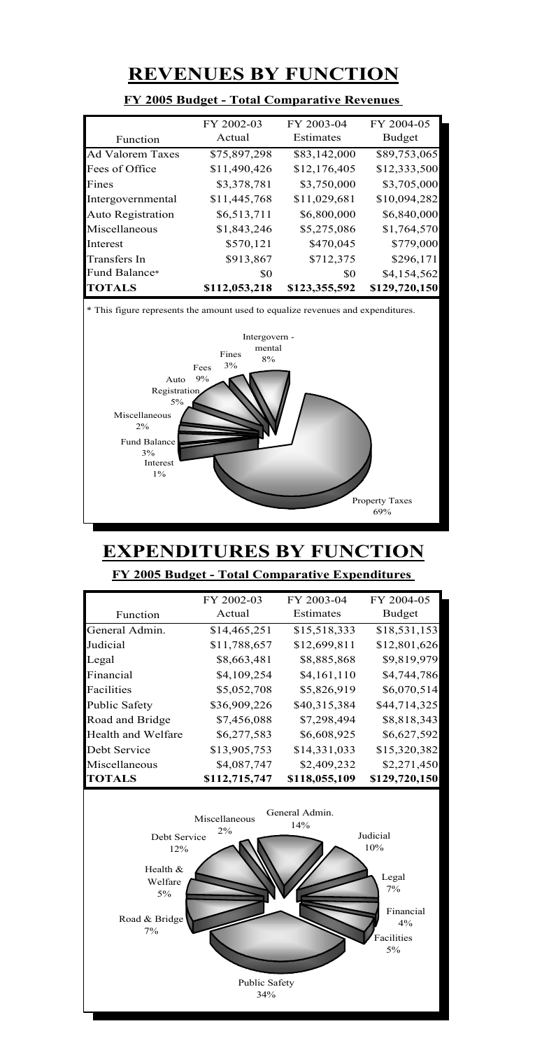# REVENUES BY FUNCTION

**FY 2005 Budget - Total Comparative Revenues**

| Function | FY 2002-03 Actual | FY 2003-04 Estimates | FY 2004-05 Budget |
|---|---|---|---|
| Ad Valorem Taxes | \$75,897,298 | \$83,142,000 | \$89,753,065 |
| Fees of Office | \$11,490,426 | \$12,176,405 | \$12,333,500 |
| Fines | \$3,378,781 | \$3,750,000 | \$3,705,000 |
| Intergovernmental | \$11,445,768 | \$11,029,681 | \$10,094,282 |
| Auto Registration | \$6,513,711 | \$6,800,000 | \$6,840,000 |
| Miscellaneous | \$1,843,246 | \$5,275,086 | \$1,764,570 |
| Interest | \$570,121 | \$470,045 | \$779,000 |
| Transfers In | \$913,867 | \$712,375 | \$296,171 |
| Fund Balance* | \$0 | \$0 | \$4,154,562 |
| **TOTALS** | **\$112,053,218** | **\$123,355,592** | **\$129,720,150** |

* This figure represents the amount used to equalize revenues and expenditures.

Intergovern - mental 8%
Fines 3%
Fees 9%
Auto Registration 5%
Miscellaneous 2%
Fund Balance 3%
Interest 1%
Property Taxes 69%

# EXPENDITURES BY FUNCTION

**FY 2005 Budget - Total Comparative Expenditures**

| Function | FY 2002-03 Actual | FY 2003-04 Estimates | FY 2004-05 Budget |
|---|---|---|---|
| General Admin. | \$14,465,251 | \$15,518,333 | \$18,531,153 |
| Judicial | \$11,788,657 | \$12,699,811 | \$12,801,626 |
| Legal | \$8,663,481 | \$8,885,868 | \$9,819,979 |
| Financial | \$4,109,254 | \$4,161,110 | \$4,744,786 |
| Facilities | \$5,052,708 | \$5,826,919 | \$6,070,514 |
| Public Safety | \$36,909,226 | \$40,315,384 | \$44,714,325 |
| Road and Bridge | \$7,456,088 | \$7,298,494 | \$8,818,343 |
| Health and Welfare | \$6,277,583 | \$6,608,925 | \$6,627,592 |
| Debt Service | \$13,905,753 | \$14,331,033 | \$15,320,382 |
| Miscellaneous | \$4,087,747 | \$2,409,232 | \$2,271,450 |
| **TOTALS** | **\$112,715,747** | **\$118,055,109** | **\$129,720,150** |

Miscellaneous 2%
General Admin. 14%
Debt Service 12%
Judicial 10%
Health & Welfare 5%
Legal 7%
Road & Bridge 7%
Financial 4%
Facilities 5%
Public Safety 34%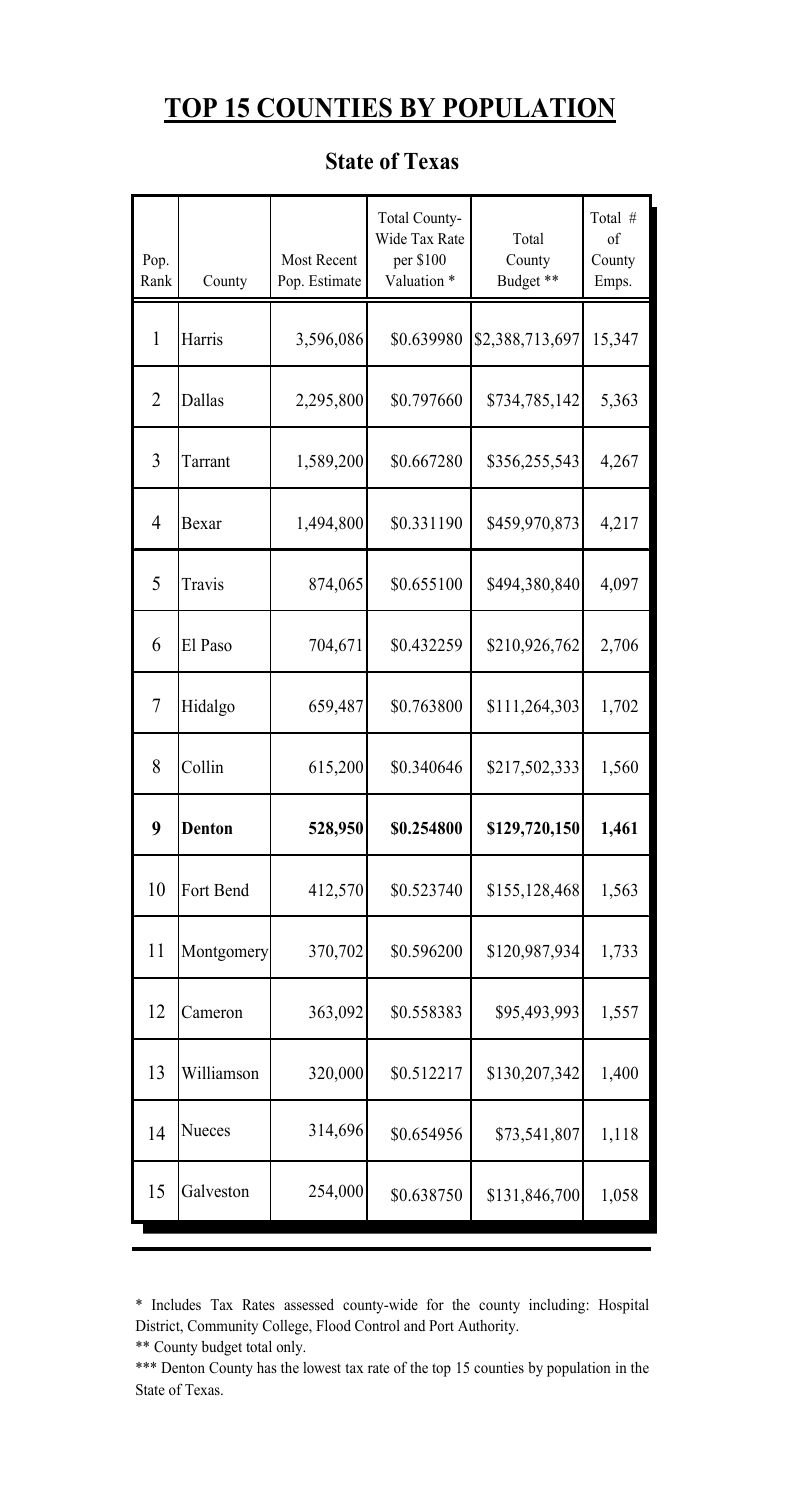# TOP 15 COUNTIES BY POPULATION

## State of Texas

| Pop. Rank | County | Most Recent Pop. Estimate | Total County-Wide Tax Rate per $100 Valuation * | Total County Budget ** | Total # of County Emps. |
|---|---|---|---|---|---|
| 1 | Harris | 3,596,086 | $0.639980 | $2,388,713,697 | 15,347 |
| 2 | Dallas | 2,295,800 | $0.797660 | $734,785,142 | 5,363 |
| 3 | Tarrant | 1,589,200 | $0.667280 | $356,255,543 | 4,267 |
| 4 | Bexar | 1,494,800 | $0.331190 | $459,970,873 | 4,217 |
| 5 | Travis | 874,065 | $0.655100 | $494,380,840 | 4,097 |
| 6 | El Paso | 704,671 | $0.432259 | $210,926,762 | 2,706 |
| 7 | Hidalgo | 659,487 | $0.763800 | $111,264,303 | 1,702 |
| 8 | Collin | 615,200 | $0.340646 | $217,502,333 | 1,560 |
| **9** | **Denton** | **528,950** | **$0.254800** | **$129,720,150** | **1,461** |
| 10 | Fort Bend | 412,570 | $0.523740 | $155,128,468 | 1,563 |
| 11 | Montgomery | 370,702 | $0.596200 | $120,987,934 | 1,733 |
| 12 | Cameron | 363,092 | $0.558383 | $95,493,993 | 1,557 |
| 13 | Williamson | 320,000 | $0.512217 | $130,207,342 | 1,400 |
| 14 | Nueces | 314,696 | $0.654956 | $73,541,807 | 1,118 |
| 15 | Galveston | 254,000 | $0.638750 | $131,846,700 | 1,058 |

\* Includes Tax Rates assessed county-wide for the county including: Hospital District, Community College, Flood Control and Port Authority.

\*\* County budget total only.

\*\*\* Denton County has the lowest tax rate of the top 15 counties by population in the State of Texas.